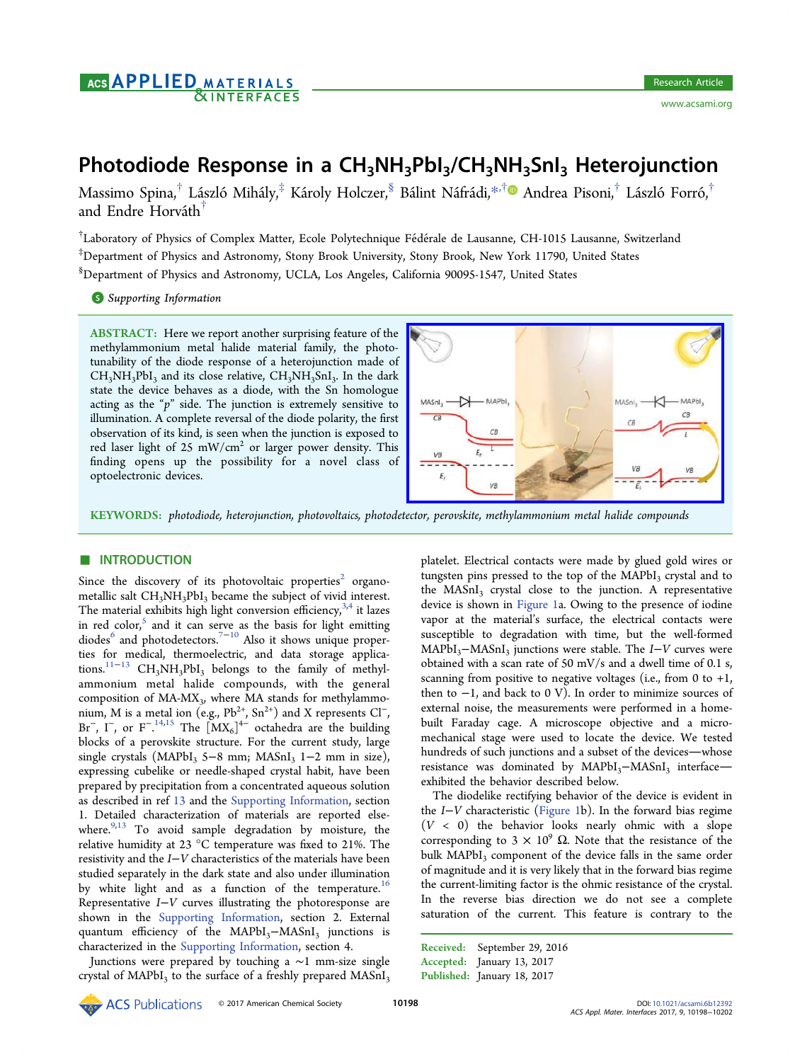# Photodiode Response in a $CH_3NH_3PbI_3/CH_3NH_3SnI_3$ Heterojunction

Massimo Spina,[†] László Mihály,[‡] Károly Holczer,[§] Bálint Náfrádi,[*,†] Andrea Pisoni,[†] László Forró,[†] and Endre Horváth[†]

[†]Laboratory of Physics of Complex Matter, Ecole Polytechnique Fédérale de Lausanne, CH-1015 Lausanne, Switzerland

[‡]Department of Physics and Astronomy, Stony Brook University, Stony Brook, New York 11790, United States

[§]Department of Physics and Astronomy, UCLA, Los Angeles, California 90095-1547, United States

**S** Supporting Information

**ABSTRACT:** Here we report another surprising feature of the methylammonium metal halide material family, the phototunability of the diode response of a heterojunction made of $CH_3NH_3PbI_3$ and its close relative, $CH_3NH_3SnI_3$. In the dark state the device behaves as a diode, with the Sn homologue acting as the "*p*" side. The junction is extremely sensitive to illumination. A complete reversal of the diode polarity, the first observation of its kind, is seen when the junction is exposed to red laser light of 25 mW/cm$^2$ or larger power density. This finding opens up the possibility for a novel class of optoelectronic devices.

**KEYWORDS:** *photodiode, heterojunction, photovoltaics, photodetector, perovskite, methylammonium metal halide compounds*

## INTRODUCTION

Since the discovery of its photovoltaic properties[2] organometallic salt $CH_3NH_3PbI_3$ became the subject of vivid interest. The material exhibits high light conversion efficiency,[3,4] it lazes in red color,[5] and it can serve as the basis for light emitting diodes[6] and photodetectors.[7−10] Also it shows unique properties for medical, thermoelectric, and data storage applications.[11−13] $CH_3NH_3PbI_3$ belongs to the family of methylammonium metal halide compounds, with the general composition of MA-$MX_3$, where MA stands for methylammonium, M is a metal ion (e.g., $Pb^{2+}$, $Sn^{2+}$) and X represents $Cl^-$, $Br^-$, $I^-$, or $F^-$.[14,15] The $[MX_6]^{4-}$ octahedra are the building blocks of a perovskite structure. For the current study, large single crystals ($MAPbI_3$ 5−8 mm; $MASnI_3$ 1−2 mm in size), expressing cubelike or needle-shaped crystal habit, have been prepared by precipitation from a concentrated aqueous solution as described in ref 13 and the Supporting Information, section 1. Detailed characterization of materials are reported elsewhere.[9,13] To avoid sample degradation by moisture, the relative humidity at 23 °C temperature was fixed to 21%. The resistivity and the $I-V$ characteristics of the materials have been studied separately in the dark state and also under illumination by white light and as a function of the temperature.[16] Representative $I-V$ curves illustrating the photoresponse are shown in the Supporting Information, section 2. External quantum efficiency of the $MAPbI_3-MASnI_3$ junctions is characterized in the Supporting Information, section 4.

Junctions were prepared by touching a ~1 mm-size single crystal of $MAPbI_3$ to the surface of a freshly prepared $MASnI_3$ platelet. Electrical contacts were made by glued gold wires or tungsten pins pressed to the top of the $MAPbI_3$ crystal and to the $MASnI_3$ crystal close to the junction. A representative device is shown in Figure 1a. Owing to the presence of iodine vapor at the material's surface, the electrical contacts were susceptible to degradation with time, but the well-formed $MAPbI_3-MASnI_3$ junctions were stable. The $I-V$ curves were obtained with a scan rate of 50 mV/s and a dwell time of 0.1 s, scanning from positive to negative voltages (i.e., from 0 to +1, then to −1, and back to 0 V). In order to minimize sources of external noise, the measurements were performed in a homebuilt Faraday cage. A microscope objective and a micromechanical stage were used to locate the device. We tested hundreds of such junctions and a subset of the devices—whose resistance was dominated by $MAPbI_3-MASnI_3$ interface—exhibited the behavior described below.

The diodelike rectifying behavior of the device is evident in the $I-V$ characteristic (Figure 1b). In the forward bias regime ($V < 0$) the behavior looks nearly ohmic with a slope corresponding to $3 \times 10^9$ Ω. Note that the resistance of the bulk $MAPbI_3$ component of the device falls in the same order of magnitude and it is very likely that in the forward bias regime the current-limiting factor is the ohmic resistance of the crystal. In the reverse bias direction we do not see a complete saturation of the current. This feature is contrary to the

Received: September 29, 2016
Accepted: January 13, 2017
Published: January 18, 2017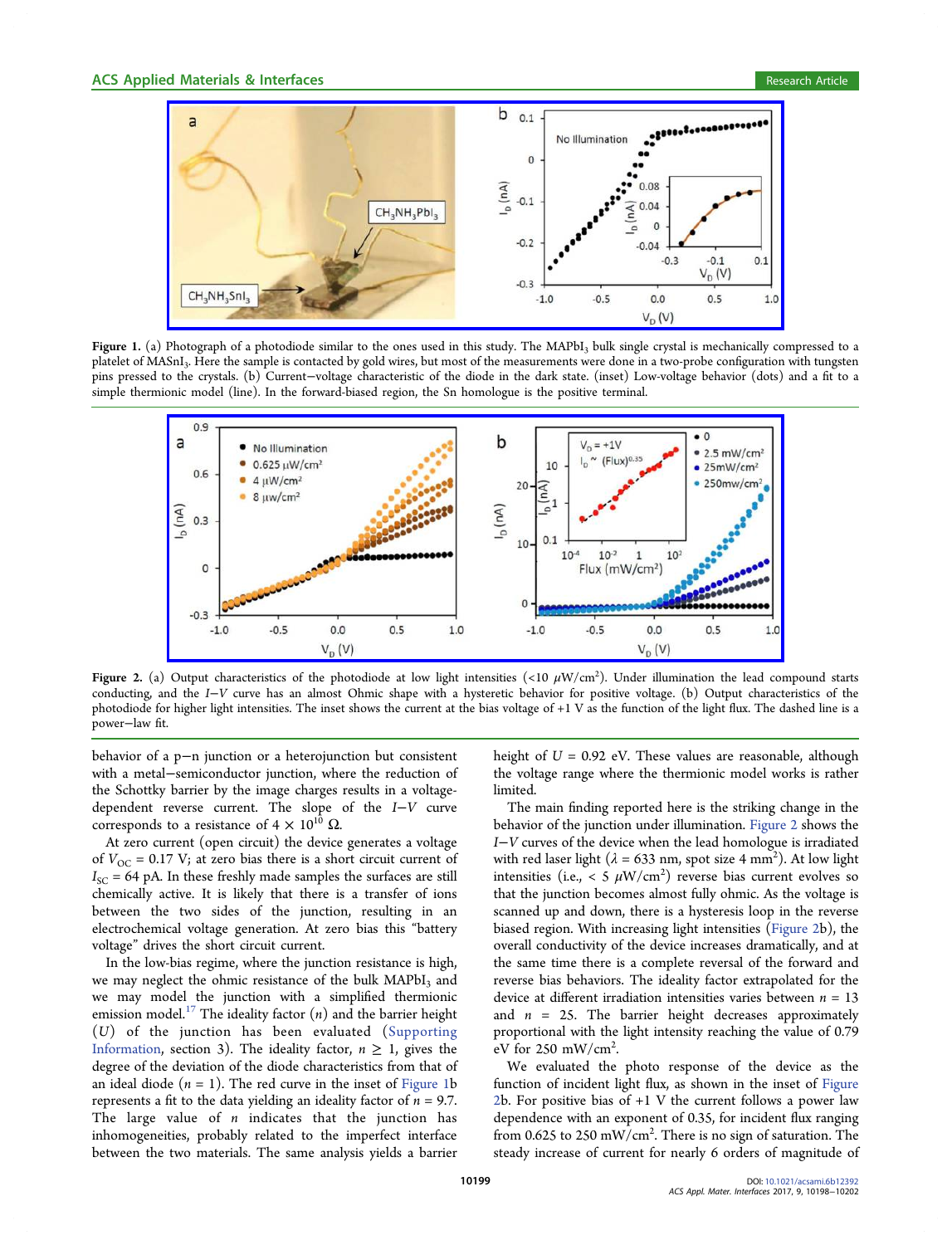**Figure 1.** (a) Photograph of a photodiode similar to the ones used in this study. The $MAPbI_3$ bulk single crystal is mechanically compressed to a platelet of $MASnI_3$. Here the sample is contacted by gold wires, but most of the measurements were done in a two-probe configuration with tungsten pins pressed to the crystals. (b) Current−voltage characteristic of the diode in the dark state. (inset) Low-voltage behavior (dots) and a fit to a simple thermionic model (line). In the forward-biased region, the Sn homologue is the positive terminal.

**Figure 2.** (a) Output characteristics of the photodiode at low light intensities (<10 $\mu W/cm^2$). Under illumination the lead compound starts conducting, and the I−V curve has an almost Ohmic shape with a hysteretic behavior for positive voltage. (b) Output characteristics of the photodiode for higher light intensities. The inset shows the current at the bias voltage of +1 V as the function of the light flux. The dashed line is a power−law fit.

behavior of a p−n junction or a heterojunction but consistent with a metal−semiconductor junction, where the reduction of the Schottky barrier by the image charges results in a voltage-dependent reverse current. The slope of the I−V curve corresponds to a resistance of $4 \times 10^{10}$ Ω.

At zero current (open circuit) the device generates a voltage of $V_{OC} = 0.17$ V; at zero bias there is a short circuit current of $I_{SC} = 64$ pA. In these freshly made samples the surfaces are still chemically active. It is likely that there is a transfer of ions between the two sides of the junction, resulting in an electrochemical voltage generation. At zero bias this "battery voltage" drives the short circuit current.

In the low-bias regime, where the junction resistance is high, we may neglect the ohmic resistance of the bulk $MAPbI_3$ and we may model the junction with a simplified thermionic emission model.[17] The ideality factor ($n$) and the barrier height ($U$) of the junction has been evaluated (Supporting Information, section 3). The ideality factor, $n \geq 1$, gives the degree of the deviation of the diode characteristics from that of an ideal diode ($n = 1$). The red curve in the inset of Figure 1b represents a fit to the data yielding an ideality factor of $n = 9.7$. The large value of $n$ indicates that the junction has inhomogeneities, probably related to the imperfect interface between the two materials. The same analysis yields a barrier height of $U = 0.92$ eV. These values are reasonable, although the voltage range where the thermionic model works is rather limited.

The main finding reported here is the striking change in the behavior of the junction under illumination. Figure 2 shows the I−V curves of the device when the lead homologue is irradiated with red laser light ($\lambda = 633$ nm, spot size 4 $mm^2$). At low light intensities (i.e., < 5 $\mu W/cm^2$) reverse bias current evolves so that the junction becomes almost fully ohmic. As the voltage is scanned up and down, there is a hysteresis loop in the reverse biased region. With increasing light intensities (Figure 2b), the overall conductivity of the device increases dramatically, and at the same time there is a complete reversal of the forward and reverse bias behaviors. The ideality factor extrapolated for the device at different irradiation intensities varies between $n = 13$ and $n = 25$. The barrier height decreases approximately proportional with the light intensity reaching the value of 0.79 eV for 250 $mW/cm^2$.

We evaluated the photo response of the device as the function of incident light flux, as shown in the inset of Figure 2b. For positive bias of +1 V the current follows a power law dependence with an exponent of 0.35, for incident flux ranging from 0.625 to 250 $mW/cm^2$. There is no sign of saturation. The steady increase of current for nearly 6 orders of magnitude of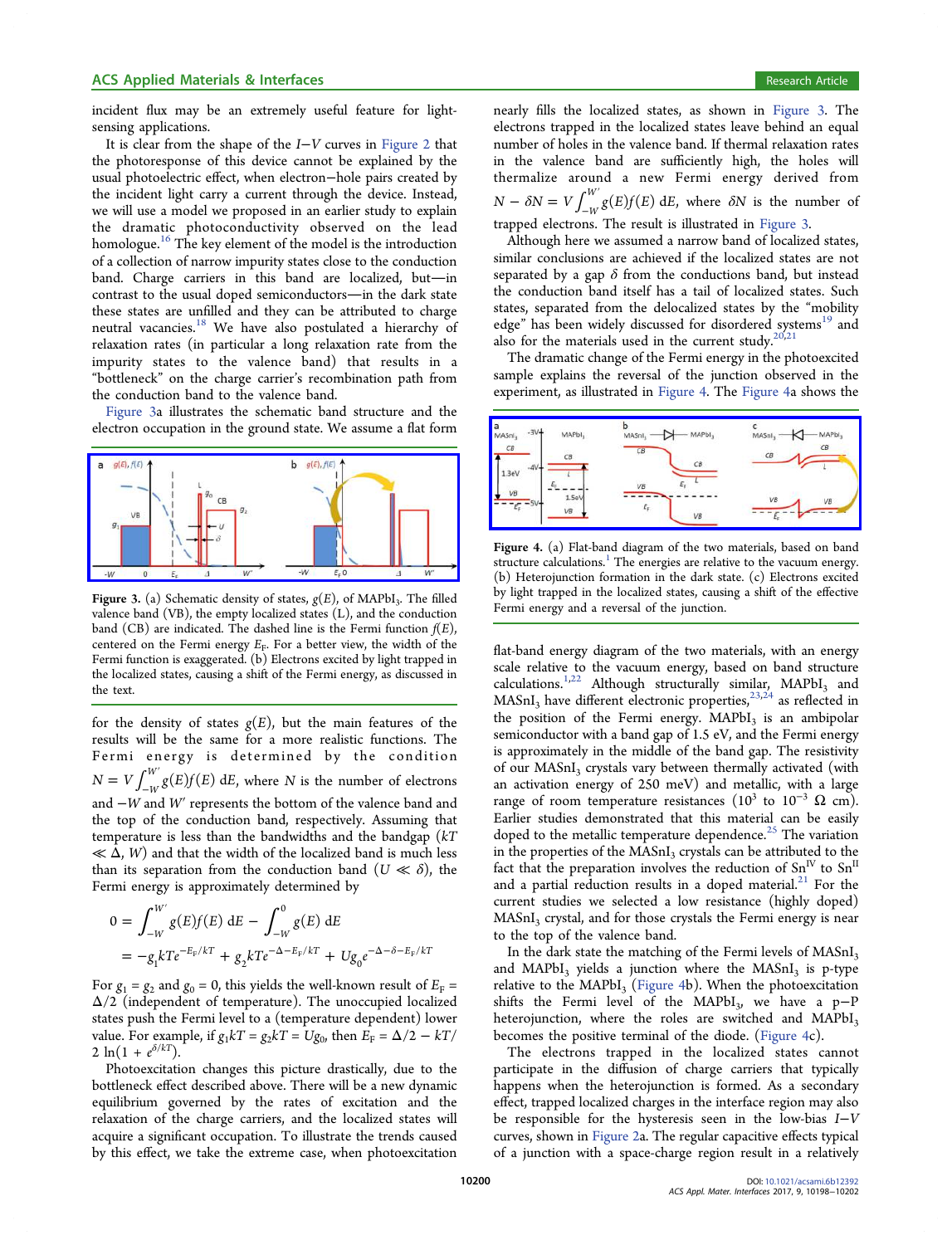incident flux may be an extremely useful feature for light-sensing applications.

It is clear from the shape of the $I-V$ curves in Figure 2 that the photoresponse of this device cannot be explained by the usual photoelectric effect, when electron–hole pairs created by the incident light carry a current through the device. Instead, we will use a model we proposed in an earlier study to explain the dramatic photoconductivity observed on the lead homologue.[16] The key element of the model is the introduction of a collection of narrow impurity states close to the conduction band. Charge carriers in this band are localized, but—in contrast to the usual doped semiconductors—in the dark state these states are unfilled and they can be attributed to charge neutral vacancies.[18] We have also postulated a hierarchy of relaxation rates (in particular a long relaxation rate from the impurity states to the valence band) that results in a "bottleneck" on the charge carrier's recombination path from the conduction band to the valence band.

Figure 3a illustrates the schematic band structure and the electron occupation in the ground state. We assume a flat form

Figure 3. (a) Schematic density of states, $g(E)$, of $MAPbI_3$. The filled valence band (VB), the empty localized states (L), and the conduction band (CB) are indicated. The dashed line is the Fermi function $f(E)$, centered on the Fermi energy $E_F$. For a better view, the width of the Fermi function is exaggerated. (b) Electrons excited by light trapped in the localized states, causing a shift of the Fermi energy, as discussed in the text.

for the density of states $g(E)$, but the main features of the results will be the same for a more realistic functions. The Fermi energy is determined by the condition $N = V\int_{-W}^{W'} g(E)f(E)\,dE$, where $N$ is the number of electrons and $-W$ and $W'$ represents the bottom of the valence band and the top of the conduction band, respectively. Assuming that temperature is less than the bandwidths and the bandgap ($kT \ll \Delta, W$) and that the width of the localized band is much less than its separation from the conduction band ($U \ll \delta$), the Fermi energy is approximately determined by

$$0 = \int_{-W}^{W'} g(E)f(E)\,dE - \int_{-W}^{0} g(E)\,dE$$
$$= -g_1 kTe^{-E_F/kT} + g_2 kTe^{-\Delta - E_F/kT} + Ug_0 e^{-\Delta - \delta - E_F/kT}$$

For $g_1 = g_2$ and $g_0 = 0$, this yields the well-known result of $E_F = \Delta/2$ (independent of temperature). The unoccupied localized states push the Fermi level to a (temperature dependent) lower value. For example, if $g_1 kT = g_2 kT = Ug_0$, then $E_F = \Delta/2 - kT/2\ln(1 + e^{\delta/kT})$.

Photoexcitation changes this picture drastically, due to the bottleneck effect described above. There will be a new dynamic equilibrium governed by the rates of excitation and the relaxation of the charge carriers, and the localized states will acquire a significant occupation. To illustrate the trends caused by this effect, we take the extreme case, when photoexcitation nearly fills the localized states, as shown in Figure 3. The electrons trapped in the localized states leave behind an equal number of holes in the valence band. If thermal relaxation rates in the valence band are sufficiently high, the holes will thermalize around a new Fermi energy derived from $N - \delta N = V\int_{-W}^{W'} g(E)f(E)\,dE$, where $\delta N$ is the number of trapped electrons. The result is illustrated in Figure 3.

Although here we assumed a narrow band of localized states, similar conclusions are achieved if the localized states are not separated by a gap $\delta$ from the conductions band, but instead the conduction band itself has a tail of localized states. Such states, separated from the delocalized states by the "mobility edge" has been widely discussed for disordered systems[19] and also for the materials used in the current study.[20,21]

The dramatic change of the Fermi energy in the photoexcited sample explains the reversal of the junction observed in the experiment, as illustrated in Figure 4. The Figure 4a shows the

Figure 4. (a) Flat-band diagram of the two materials, based on band structure calculations.[1] The energies are relative to the vacuum energy. (b) Heterojunction formation in the dark state. (c) Electrons excited by light trapped in the localized states, causing a shift of the effective Fermi energy and a reversal of the junction.

flat-band energy diagram of the two materials, with an energy scale relative to the vacuum energy, based on band structure calculations.[1,22] Although structurally similar, $MAPbI_3$ and $MASnI_3$ have different electronic properties,[23,24] as reflected in the position of the Fermi energy. $MAPbI_3$ is an ambipolar semiconductor with a band gap of 1.5 eV, and the Fermi energy is approximately in the middle of the band gap. The resistivity of our $MASnI_3$ crystals vary between thermally activated (with an activation energy of 250 meV) and metallic, with a large range of room temperature resistances ($10^3$ to $10^{-3}$ Ω cm). Earlier studies demonstrated that this material can be easily doped to the metallic temperature dependence.[25] The variation in the properties of the $MASnI_3$ crystals can be attributed to the fact that the preparation involves the reduction of $Sn^{IV}$ to $Sn^{II}$ and a partial reduction results in a doped material.[21] For the current studies we selected a low resistance (highly doped) $MASnI_3$ crystal, and for those crystals the Fermi energy is near to the top of the valence band.

In the dark state the matching of the Fermi levels of $MASnI_3$ and $MAPbI_3$ yields a junction where the $MASnI_3$ is p-type relative to the $MAPbI_3$ (Figure 4b). When the photoexcitation shifts the Fermi level of the $MAPbI_3$, we have a p–P heterojunction, where the roles are switched and $MAPbI_3$ becomes the positive terminal of the diode. (Figure 4c).

The electrons trapped in the localized states cannot participate in the diffusion of charge carriers that typically happens when the heterojunction is formed. As a secondary effect, trapped localized charges in the interface region may also be responsible for the hysteresis seen in the low-bias $I-V$ curves, shown in Figure 2a. The regular capacitive effects typical of a junction with a space-charge region result in a relatively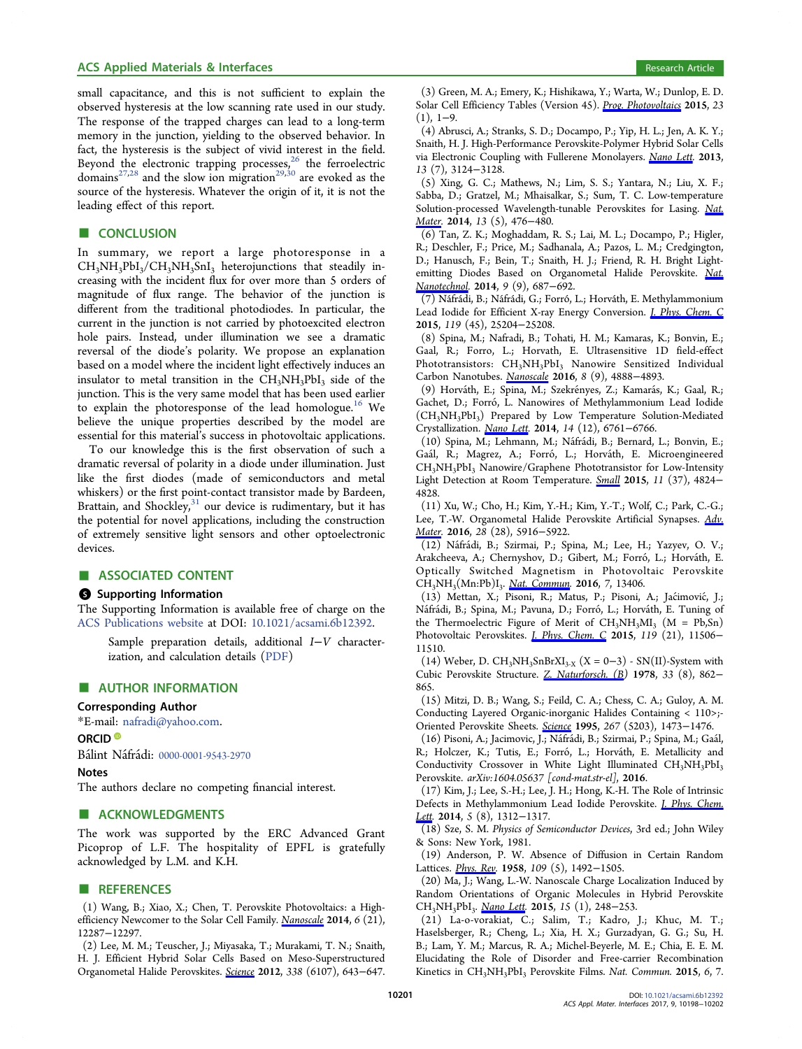small capacitance, and this is not sufficient to explain the observed hysteresis at the low scanning rate used in our study. The response of the trapped charges can lead to a long-term memory in the junction, yielding to the observed behavior. In fact, the hysteresis is the subject of vivid interest in the field. Beyond the electronic trapping processes,[26] the ferroelectric domains[27,28] and the slow ion migration[29,30] are evoked as the source of the hysteresis. Whatever the origin of it, it is not the leading effect of this report.

## ■ CONCLUSION

In summary, we report a large photoresponse in a $CH_3NH_3PbI_3$/$CH_3NH_3SnI_3$ heterojunctions that steadily increasing with the incident flux for over more than 5 orders of magnitude of flux range. The behavior of the junction is different from the traditional photodiodes. In particular, the current in the junction is not carried by photoexcited electron hole pairs. Instead, under illumination we see a dramatic reversal of the diode's polarity. We propose an explanation based on a model where the incident light effectively induces an insulator to metal transition in the $CH_3NH_3PbI_3$ side of the junction. This is the very same model that has been used earlier to explain the photoresponse of the lead homologue.[16] We believe the unique properties described by the model are essential for this material's success in photovoltaic applications.

To our knowledge this is the first observation of such a dramatic reversal of polarity in a diode under illumination. Just like the first diodes (made of semiconductors and metal whiskers) or the first point-contact transistor made by Bardeen, Brattain, and Shockley,[31] our device is rudimentary, but it has the potential for novel applications, including the construction of extremely sensitive light sensors and other optoelectronic devices.

## ■ ASSOCIATED CONTENT

### Supporting Information

The Supporting Information is available free of charge on the ACS Publications website at DOI: 10.1021/acsami.6b12392.

Sample preparation details, additional $I-V$ characterization, and calculation details (PDF)

## ■ AUTHOR INFORMATION

### Corresponding Author

*E-mail: nafradi@yahoo.com.

### ORCID

Bálint Náfrádi: 0000-0001-9543-2970

### Notes

The authors declare no competing financial interest.

## ■ ACKNOWLEDGMENTS

The work was supported by the ERC Advanced Grant Picoprop of L.F. The hospitality of EPFL is gratefully acknowledged by L.M. and K.H.

## ■ REFERENCES

(1) Wang, B.; Xiao, X.; Chen, T. Perovskite Photovoltaics: a High-efficiency Newcomer to the Solar Cell Family. *Nanoscale* **2014**, *6* (21), 12287−12297.

(2) Lee, M. M.; Teuscher, J.; Miyasaka, T.; Murakami, T. N.; Snaith, H. J. Efficient Hybrid Solar Cells Based on Meso-Superstructured Organometal Halide Perovskites. *Science* **2012**, *338* (6107), 643−647.

(3) Green, M. A.; Emery, K.; Hishikawa, Y.; Warta, W.; Dunlop, E. D. Solar Cell Efficiency Tables (Version 45). *Prog. Photovoltaics* **2015**, *23* (1), 1−9.

(4) Abrusci, A.; Stranks, S. D.; Docampo, P.; Yip, H. L.; Jen, A. K. Y.; Snaith, H. J. High-Performance Perovskite-Polymer Hybrid Solar Cells via Electronic Coupling with Fullerene Monolayers. *Nano Lett.* **2013**, *13* (7), 3124−3128.

(5) Xing, G. C.; Mathews, N.; Lim, S. S.; Yantara, N.; Liu, X. F.; Sabba, D.; Gratzel, M.; Mhaisalkar, S.; Sum, T. C. Low-temperature Solution-processed Wavelength-tunable Perovskites for Lasing. *Nat. Mater.* **2014**, *13* (5), 476−480.

(6) Tan, Z. K.; Moghaddam, R. S.; Lai, M. L.; Docampo, P.; Higler, R.; Deschler, F.; Price, M.; Sadhanala, A.; Pazos, L. M.; Credgington, D.; Hanusch, F.; Bein, T.; Snaith, H. J.; Friend, R. H. Bright Light-emitting Diodes Based on Organometal Halide Perovskite. *Nat. Nanotechnol.* **2014**, *9* (9), 687−692.

(7) Náfrádi, B.; Náfrádi, G.; Forró, L.; Horváth, E. Methylammonium Lead Iodide for Efficient X-ray Energy Conversion. *J. Phys. Chem. C* **2015**, *119* (45), 25204−25208.

(8) Spina, M.; Nafradi, B.; Tohati, H. M.; Kamaras, K.; Bonvin, E.; Gaal, R.; Forro, L.; Horvath, E. Ultrasensitive 1D field-effect Phototransistors: $CH_3NH_3PbI_3$ Nanowire Sensitized Individual Carbon Nanotubes. *Nanoscale* **2016**, *8* (9), 4888−4893.

(9) Horváth, E.; Spina, M.; Szekrényes, Z.; Kamarás, K.; Gaal, R.; Gachet, D.; Forró, L. Nanowires of Methylammonium Lead Iodide ($CH_3NH_3PbI_3$) Prepared by Low Temperature Solution-Mediated Crystallization. *Nano Lett.* **2014**, *14* (12), 6761−6766.

(10) Spina, M.; Lehmann, M.; Náfrádi, B.; Bernard, L.; Bonvin, E.; Gaál, R.; Magrez, A.; Forró, L.; Horváth, E. Microengineered $CH_3NH_3PbI_3$ Nanowire/Graphene Phototransistor for Low-Intensity Light Detection at Room Temperature. *Small* **2015**, *11* (37), 4824−4828.

(11) Xu, W.; Cho, H.; Kim, Y.-H.; Kim, Y.-T.; Wolf, C.; Park, C.-G.; Lee, T.-W. Organometal Halide Perovskite Artificial Synapses. *Adv. Mater.* **2016**, *28* (28), 5916−5922.

(12) Náfrádi, B.; Szirmai, P.; Spina, M.; Lee, H.; Yazyev, O. V.; Arakcheeva, A.; Chernyshov, D.; Gibert, M.; Forró, L.; Horváth, E. Optically Switched Magnetism in Photovoltaic Perovskite $CH_3NH_3(Mn:Pb)I_3$. *Nat. Commun.* **2016**, *7*, 13406.

(13) Mettan, X.; Pisoni, R.; Matus, P.; Pisoni, A.; Jaćimović, J.; Náfrádi, B.; Spina, M.; Pavuna, D.; Forró, L.; Horváth, E. Tuning of the Thermoelectric Figure of Merit of $CH_3NH_3MI_3$ (M = Pb,Sn) Photovoltaic Perovskites. *J. Phys. Chem. C* **2015**, *119* (21), 11506−11510.

(14) Weber, D. $CH_3NH_3SnBrXI_{3-X}$ (X = 0−3) - SN(II)-System with Cubic Perovskite Structure. *Z. Naturforsch. (B)* **1978**, *33* (8), 862−865.

(15) Mitzi, D. B.; Wang, S.; Feild, C. A.; Chess, C. A.; Guloy, A. M. Conducting Layered Organic-inorganic Halides Containing < 110>;-Oriented Perovskite Sheets. *Science* **1995**, *267* (5203), 1473−1476.

(16) Pisoni, A.; Jacimovic, J.; Náfrádi, B.; Szirmai, P.; Spina, M.; Gaál, R.; Holczer, K.; Tutis, E.; Forró, L.; Horváth, E. Metallicity and Conductivity Crossover in White Light Illuminated $CH_3NH_3PbI_3$ Perovskite. *arXiv:1604.05637 [cond-mat.str-el]*, **2016**.

(17) Kim, J.; Lee, S.-H.; Lee, J. H.; Hong, K.-H. The Role of Intrinsic Defects in Methylammonium Lead Iodide Perovskite. *J. Phys. Chem. Lett.* **2014**, *5* (8), 1312−1317.

(18) Sze, S. M. *Physics of Semiconductor Devices*, 3rd ed.; John Wiley & Sons: New York, 1981.

(19) Anderson, P. W. Absence of Diffusion in Certain Random Lattices. *Phys. Rev.* **1958**, *109* (5), 1492−1505.

(20) Ma, J.; Wang, L.-W. Nanoscale Charge Localization Induced by Random Orientations of Organic Molecules in Hybrid Perovskite $CH_3NH_3PbI_3$. *Nano Lett.* **2015**, *15* (1), 248−253.

(21) La-o-vorakiat, C.; Salim, T.; Kadro, J.; Khuc, M. T.; Haselsberger, R.; Cheng, L.; Xia, H. X.; Gurzadyan, G. G.; Su, H. B.; Lam, Y. M.; Marcus, R. A.; Michel-Beyerle, M. E.; Chia, E. E. M. Elucidating the Role of Disorder and Free-carrier Recombination Kinetics in $CH_3NH_3PbI_3$ Perovskite Films. *Nat. Commun.* **2015**, *6*, 7.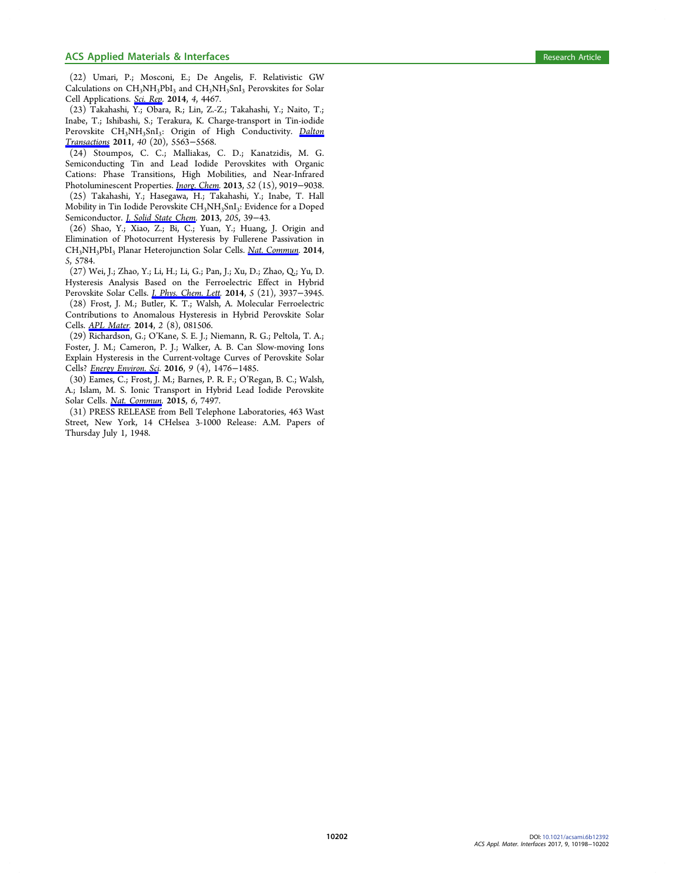(22) Umari, P.; Mosconi, E.; De Angelis, F. Relativistic GW Calculations on $CH_3NH_3PbI_3$ and $CH_3NH_3SnI_3$ Perovskites for Solar Cell Applications. *Sci. Rep.* **2014**, *4*, 4467.

(23) Takahashi, Y.; Obara, R.; Lin, Z.-Z.; Takahashi, Y.; Naito, T.; Inabe, T.; Ishibashi, S.; Terakura, K. Charge-transport in Tin-iodide Perovskite $CH_3NH_3SnI_3$: Origin of High Conductivity. *Dalton Transactions* **2011**, *40* (20), 5563−5568.

(24) Stoumpos, C. C.; Malliakas, C. D.; Kanatzidis, M. G. Semiconducting Tin and Lead Iodide Perovskites with Organic Cations: Phase Transitions, High Mobilities, and Near-Infrared Photoluminescent Properties. *Inorg. Chem.* **2013**, *52* (15), 9019−9038.

(25) Takahashi, Y.; Hasegawa, H.; Takahashi, Y.; Inabe, T. Hall Mobility in Tin Iodide Perovskite $CH_3NH_3SnI_3$: Evidence for a Doped Semiconductor. *J. Solid State Chem.* **2013**, *205*, 39−43.

(26) Shao, Y.; Xiao, Z.; Bi, C.; Yuan, Y.; Huang, J. Origin and Elimination of Photocurrent Hysteresis by Fullerene Passivation in $CH_3NH_3PbI_3$ Planar Heterojunction Solar Cells. *Nat. Commun.* **2014**, *5*, 5784.

(27) Wei, J.; Zhao, Y.; Li, H.; Li, G.; Pan, J.; Xu, D.; Zhao, Q.; Yu, D. Hysteresis Analysis Based on the Ferroelectric Effect in Hybrid Perovskite Solar Cells. *J. Phys. Chem. Lett.* **2014**, *5* (21), 3937−3945.

(28) Frost, J. M.; Butler, K. T.; Walsh, A. Molecular Ferroelectric Contributions to Anomalous Hysteresis in Hybrid Perovskite Solar Cells. *APL Mater.* **2014**, *2* (8), 081506.

(29) Richardson, G.; O'Kane, S. E. J.; Niemann, R. G.; Peltola, T. A.; Foster, J. M.; Cameron, P. J.; Walker, A. B. Can Slow-moving Ions Explain Hysteresis in the Current-voltage Curves of Perovskite Solar Cells? *Energy Environ. Sci.* **2016**, *9* (4), 1476−1485.

(30) Eames, C.; Frost, J. M.; Barnes, P. R. F.; O'Regan, B. C.; Walsh, A.; Islam, M. S. Ionic Transport in Hybrid Lead Iodide Perovskite Solar Cells. *Nat. Commun.* **2015**, *6*, 7497.

(31) PRESS RELEASE from Bell Telephone Laboratories, 463 Wast Street, New York, 14 CHelsea 3-1000 Release: A.M. Papers of Thursday July 1, 1948.